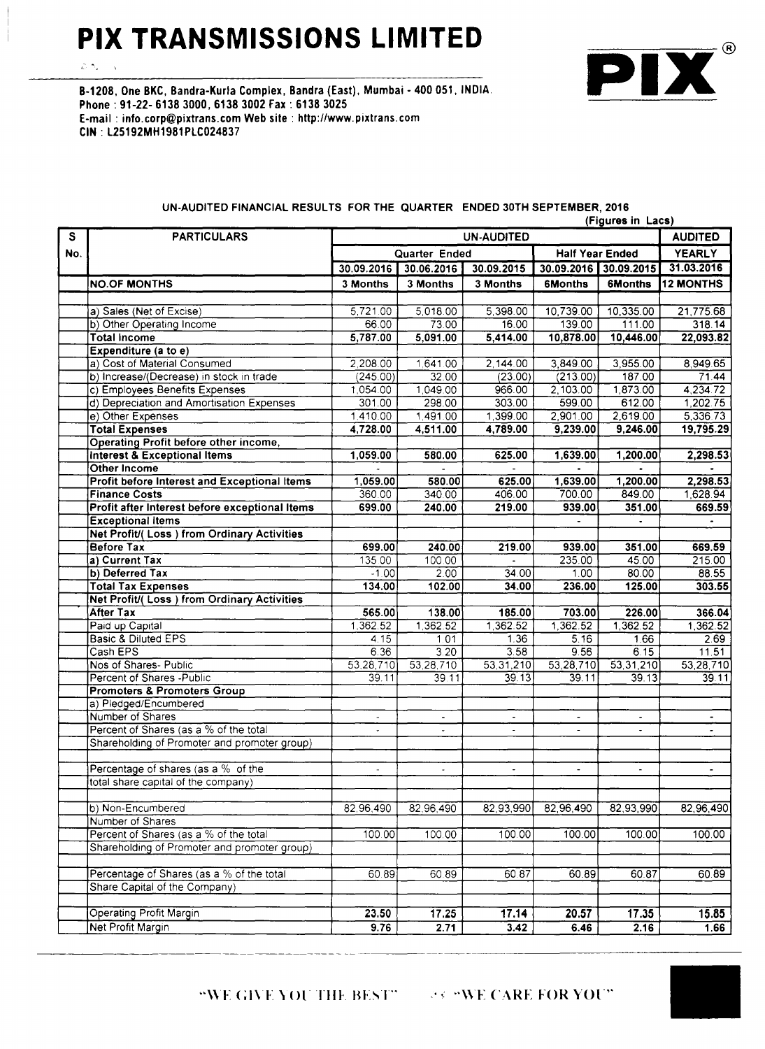# PIX TRANSMISSIONS LIMITED

B-1208, One BKC, Bandra-Kurla Complex, Bandra (East), Mumbai - 400 051, INDIA.
Phone : 91-22- 6138 3000, 6138 3002 Fax : 6138 3025
E-mail : info.corp@pixtrans.com Web site : http://www.pixtrans.com
CIN : L25192MH1981PLC024837

## UN-AUDITED FINANCIAL RESULTS FOR THE QUARTER ENDED 30TH SEPTEMBER, 2016

(Figures in Lacs)

| S No. | PARTICULARS | UN-AUDITED | | | | | AUDITED |
|---|---|---|---|---|---|---|---|
| | | Quarter Ended | | | Half Year Ended | | YEARLY |
| | | 30.09.2016 | 30.06.2016 | 30.09.2015 | 30.09.2016 | 30.09.2015 | 31.03.2016 |
| | **NO.OF MONTHS** | **3 Months** | **3 Months** | **3 Months** | **6Months** | **6Months** | **12 MONTHS** |
| | a) Sales (Net of Excise) | 5,721.00 | 5,018.00 | 5,398.00 | 10,739.00 | 10,335.00 | 21,775.68 |
| | b) Other Operating Income | 66.00 | 73.00 | 16.00 | 139.00 | 111.00 | 318.14 |
| | **Total Income** | **5,787.00** | **5,091.00** | **5,414.00** | **10,878.00** | **10,446.00** | **22,093.82** |
| | **Expenditure (a to e)** | | | | | | |
| | a) Cost of Material Consumed | 2,208.00 | 1,641.00 | 2,144.00 | 3,849.00 | 3,955.00 | 8,949.65 |
| | b) Increase/(Decrease) in stock in trade | (245.00) | 32.00 | (23.00) | (213.00) | 187.00 | 71.44 |
| | c) Employees Benefits Expenses | 1,054.00 | 1,049.00 | 966.00 | 2,103.00 | 1,873.00 | 4,234.72 |
| | d) Depreciation and Amortisation Expenses | 301.00 | 298.00 | 303.00 | 599.00 | 612.00 | 1,202.75 |
| | e) Other Expenses | 1,410.00 | 1,491.00 | 1,399.00 | 2,901.00 | 2,619.00 | 5,336.73 |
| | **Total Expenses** | **4,728.00** | **4,511.00** | **4,789.00** | **9,239.00** | **9,246.00** | **19,795.29** |
| | **Operating Profit before other income, Interest & Exceptional Items** | **1,059.00** | **580.00** | **625.00** | **1,639.00** | **1,200.00** | **2,298.53** |
| | **Other Income** | - | - | - | - | - | - |
| | **Profit before Interest and Exceptional Items** | **1,059.00** | **580.00** | **625.00** | **1,639.00** | **1,200.00** | **2,298.53** |
| | **Finance Costs** | 360.00 | 340.00 | 406.00 | 700.00 | 849.00 | 1,628.94 |
| | **Profit after Interest before exceptional Items** | **699.00** | **240.00** | **219.00** | **939.00** | **351.00** | **669.59** |
| | **Exceptional Items** | | | | - | - | - |
| | **Net Profit/( Loss ) from Ordinary Activities Before Tax** | **699.00** | **240.00** | **219.00** | **939.00** | **351.00** | **669.59** |
| | **a) Current Tax** | 135.00 | 100.00 | - | 235.00 | 45.00 | 215.00 |
| | **b) Deferred Tax** | -1.00 | 2.00 | 34.00 | 1.00 | 80.00 | 88.55 |
| | **Total Tax Expenses** | **134.00** | **102.00** | **34.00** | **236.00** | **125.00** | **303.55** |
| | **Net Profit/( Loss ) from Ordinary Activities After Tax** | **565.00** | **138.00** | **185.00** | **703.00** | **226.00** | **366.04** |
| | Paid up Capital | 1,362.52 | 1,362.52 | 1,362.52 | 1,362.52 | 1,362.52 | 1,362.52 |
| | Basic & Diluted EPS | 4.15 | 1.01 | 1.36 | 5.16 | 1.66 | 2.69 |
| | Cash EPS | 6.36 | 3.20 | 3.58 | 9.56 | 6.15 | 11.51 |
| | Nos of Shares- Public | 53,28,710 | 53,28,710 | 53,31,210 | 53,28,710 | 53,31,210 | 53,28,710 |
| | Percent of Shares -Public | 39.11 | 39.11 | 39.13 | 39.11 | 39.13 | 39.11 |
| | **Promoters & Promoters Group** | | | | | | |
| | a) Pledged/Encumbered | | | | | | |
| | Number of Shares | - | - | - | - | - | - |
| | Percent of Shares (as a % of the total Shareholding of Promoter and promoter group) | - | - | - | - | - | - |
| | Percentage of shares (as a % of the total share capital of the company) | - | - | - | - | - | - |
| | b) Non-Encumbered Number of Shares | 82,96,490 | 82,96,490 | 82,93,990 | 82,96,490 | 82,93,990 | 82,96,490 |
| | Percent of Shares (as a % of the total Shareholding of Promoter and promoter group) | 100.00 | 100.00 | 100.00 | 100.00 | 100.00 | 100.00 |
| | Percentage of Shares (as a % of the total Share Capital of the Company) | 60.89 | 60.89 | 60.87 | 60.89 | 60.87 | 60.89 |
| | Operating Profit Margin | **23.50** | **17.25** | **17.14** | **20.57** | **17.35** | **15.85** |
| | Net Profit Margin | **9.76** | **2.71** | **3.42** | **6.46** | **2.16** | **1.66** |

"WE GIVE YOU THE BEST" "WE CARE FOR YOU"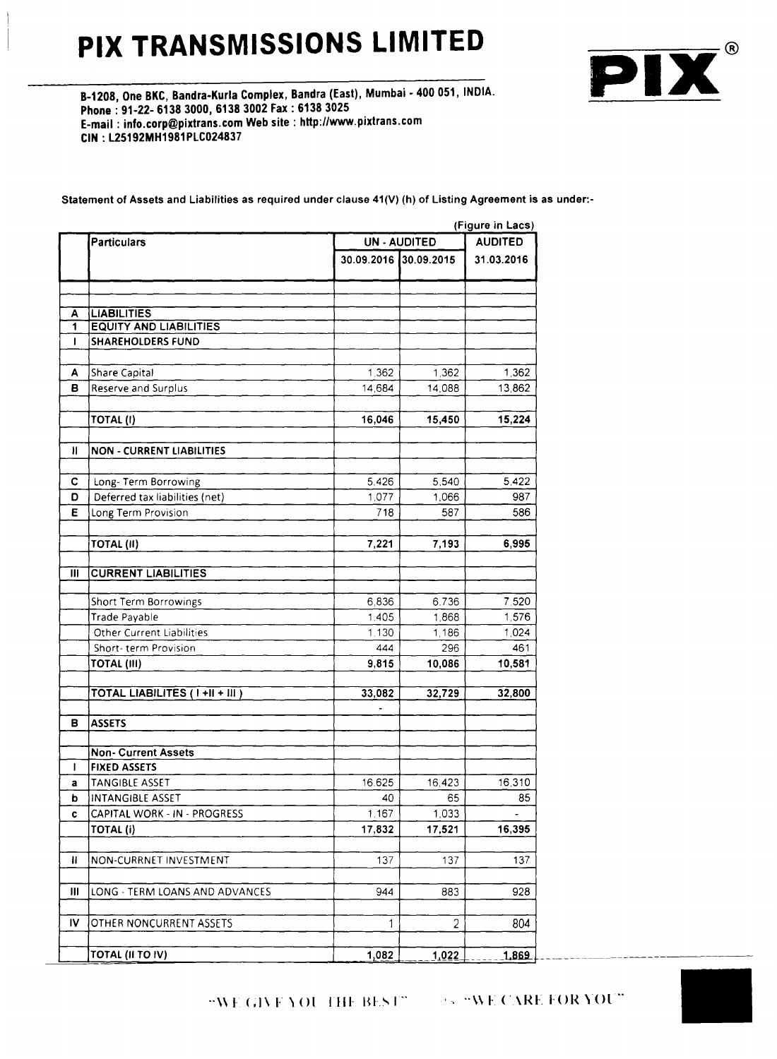# PIX TRANSMISSIONS LIMITED

**B-1208, One BKC, Bandra-Kurla Complex, Bandra (East), Mumbai - 400 051, INDIA.**
**Phone : 91-22- 6138 3000, 6138 3002 Fax : 6138 3025**
**E-mail : info.corp@pixtrans.com Web site : http://www.pixtrans.com**
**CIN : L25192MH1981PLC024837**

**Statement of Assets and Liabilities as required under clause 41(V) (h) of Listing Agreement is as under:-**

(Figure in Lacs)

| | Particulars | UN - AUDITED | | AUDITED |
|---|---|---|---|---|
| | | 30.09.2016 | 30.09.2015 | 31.03.2016 |
| **A** | **LIABILITIES** | | | |
| **1** | **EQUITY AND LIABILITIES** | | | |
| **I** | **SHAREHOLDERS FUND** | | | |
| **A** | Share Capital | 1,362 | 1,362 | 1,362 |
| **B** | Reserve and Surplus | 14,684 | 14,088 | 13,862 |
| | **TOTAL (I)** | **16,046** | **15,450** | **15,224** |
| **II** | **NON - CURRENT LIABILITIES** | | | |
| **C** | Long- Term Borrowing | 5,426 | 5,540 | 5,422 |
| **D** | Deferred tax liabilities (net) | 1,077 | 1,066 | 987 |
| **E** | Long Term Provision | 718 | 587 | 586 |
| | **TOTAL (II)** | **7,221** | **7,193** | **6,995** |
| **III** | **CURRENT LIABILITIES** | | | |
| | Short Term Borrowings | 6,836 | 6,736 | 7,520 |
| | Trade Payable | 1,405 | 1,868 | 1,576 |
| | Other Current Liabilities | 1,130 | 1,186 | 1,024 |
| | Short- term Provision | 444 | 296 | 461 |
| | **TOTAL (III)** | **9,815** | **10,086** | **10,581** |
| | **TOTAL LIABILITES ( I +II + III )** | **33,082** | **32,729** | **32,800** |
| | | - | | |
| **B** | **ASSETS** | | | |
| | **Non- Current Assets** | | | |
| **I** | **FIXED ASSETS** | | | |
| **a** | TANGIBLE ASSET | 16,625 | 16,423 | 16,310 |
| **b** | INTANGIBLE ASSET | 40 | 65 | 85 |
| **c** | CAPITAL WORK - IN - PROGRESS | 1,167 | 1,033 | - |
| | **TOTAL (i)** | **17,832** | **17,521** | **16,395** |
| **II** | NON-CURRNET INVESTMENT | 137 | 137 | 137 |
| **III** | LONG - TERM LOANS AND ADVANCES | 944 | 883 | 928 |
| **IV** | OTHER NONCURRENT ASSETS | 1 | 2 | 804 |
| | **TOTAL (II TO IV)** | **1,082** | **1,022** | **1,869** |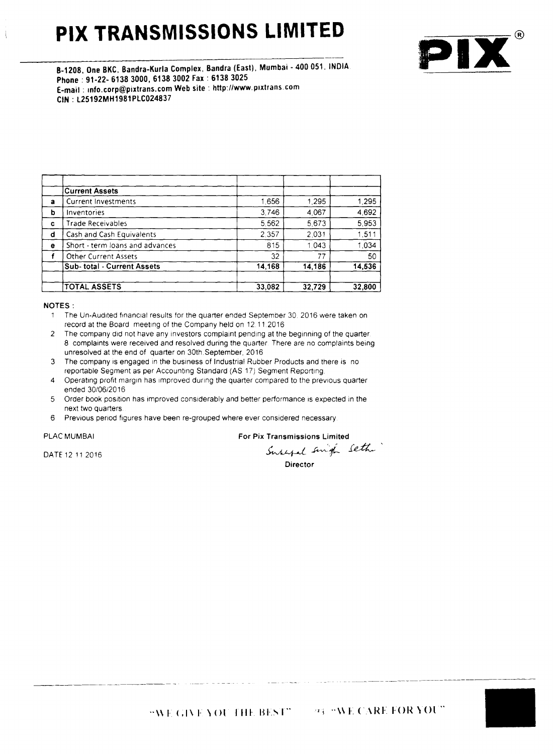# PIX TRANSMISSIONS LIMITED

**B-1208, One BKC, Bandra-Kurla Complex, Bandra (East), Mumbai - 400 051. INDIA.**
**Phone : 91-22- 6138 3000, 6138 3002 Fax : 6138 3025**
**E-mail : info.corp@pixtrans.com Web site : http://www.pixtrans.com**
**CIN : L25192MH1981PLC024837**

| | | | | |
|---|---|---|---|---|
| | **Current Assets** | | | |
| a | Current Investments | 1,656 | 1,295 | 1,295 |
| b | Inventories | 3,746 | 4,067 | 4,692 |
| c | Trade Receivables | 5,562 | 5,673 | 5,953 |
| d | Cash and Cash Equivalents | 2,357 | 2,031 | 1,511 |
| e | Short - term loans and advances | 815 | 1,043 | 1,034 |
| f | Other Current Assets | 32 | 77 | 50 |
| | **Sub- total - Current Assets** | **14,168** | **14,186** | **14,536** |
| | | | | |
| | **TOTAL ASSETS** | **33,082** | **32,729** | **32,800** |

**NOTES :**

1. The Un-Audited financial results for the quarter ended September 30, 2016 were taken on record at the Board meeting of the Company held on 12.11.2016
2. The company did not have any investors complaint pending at the beginning of the quarter. 8 complaints were received and resolved during the quarter. There are no complaints being unresolved at the end of quarter on 30th.September, 2016
3. The company is engaged in the business of Industrial Rubber Products and there is no reportable Segment as per Accounting Standard (AS 17) Segment Reporting.
4. Operating profit margin has improved during the quarter compared to the previous quarter ended 30/06/2016
5. Order book position has improved considerably and better performance is expected in the next two quarters.
6. Previous period figures have been re-grouped where ever considered necessary.

PLAC MUMBAI

DATE 12 11 2016

**For Pix Transmissions Limited**

Surupal Singh Sethi

**Director**

"WE GIVE YOU THE BEST" "WE CARE FOR YOU"